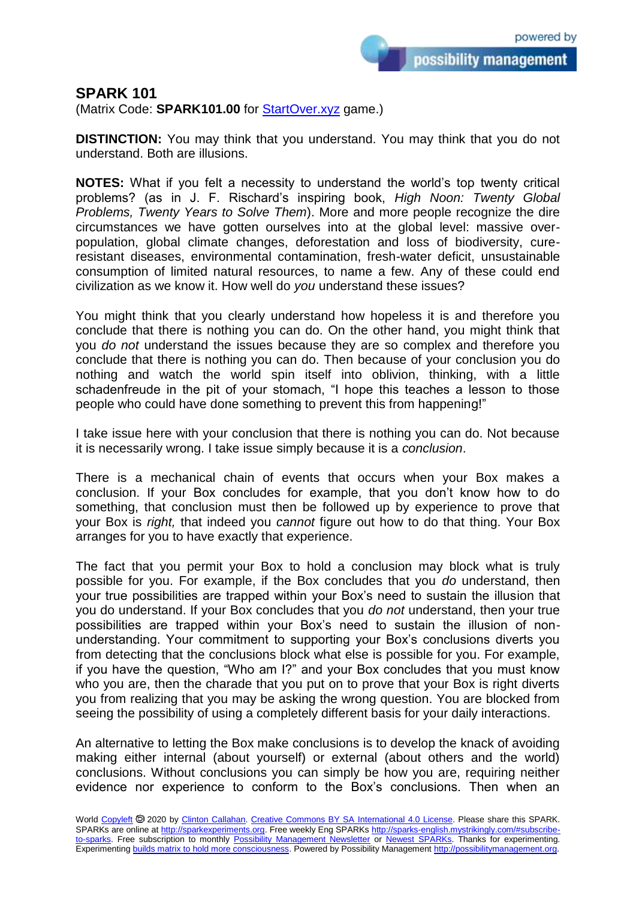# SPARK 101

(Matrix Code: **SPARK101.00** for StartOver.xyz game.)

**DISTINCTION:** You may think that you understand. You may think that you do not understand. Both are illusions.

**NOTES:** What if you felt a necessity to understand the world's top twenty critical problems? (as in J. F. Rischard's inspiring book, *High Noon: Twenty Global Problems, Twenty Years to Solve Them*). More and more people recognize the dire circumstances we have gotten ourselves into at the global level: massive over-population, global climate changes, deforestation and loss of biodiversity, cure-resistant diseases, environmental contamination, fresh-water deficit, unsustainable consumption of limited natural resources, to name a few. Any of these could end civilization as we know it. How well do *you* understand these issues?

You might think that you clearly understand how hopeless it is and therefore you conclude that there is nothing you can do. On the other hand, you might think that you *do not* understand the issues because they are so complex and therefore you conclude that there is nothing you can do. Then because of your conclusion you do nothing and watch the world spin itself into oblivion, thinking, with a little schadenfreude in the pit of your stomach, "I hope this teaches a lesson to those people who could have done something to prevent this from happening!"

I take issue here with your conclusion that there is nothing you can do. Not because it is necessarily wrong. I take issue simply because it is a *conclusion*.

There is a mechanical chain of events that occurs when your Box makes a conclusion. If your Box concludes for example, that you don't know how to do something, that conclusion must then be followed up by experience to prove that your Box is *right,* that indeed you *cannot* figure out how to do that thing. Your Box arranges for you to have exactly that experience.

The fact that you permit your Box to hold a conclusion may block what is truly possible for you. For example, if the Box concludes that you *do* understand, then your true possibilities are trapped within your Box's need to sustain the illusion that you do understand. If your Box concludes that you *do not* understand, then your true possibilities are trapped within your Box's need to sustain the illusion of non-understanding. Your commitment to supporting your Box's conclusions diverts you from detecting that the conclusions block what else is possible for you. For example, if you have the question, "Who am I?" and your Box concludes that you must know who you are, then the charade that you put on to prove that your Box is right diverts you from realizing that you may be asking the wrong question. You are blocked from seeing the possibility of using a completely different basis for your daily interactions.

An alternative to letting the Box make conclusions is to develop the knack of avoiding making either internal (about yourself) or external (about others and the world) conclusions. Without conclusions you can simply be how you are, requiring neither evidence nor experience to conform to the Box's conclusions. Then when an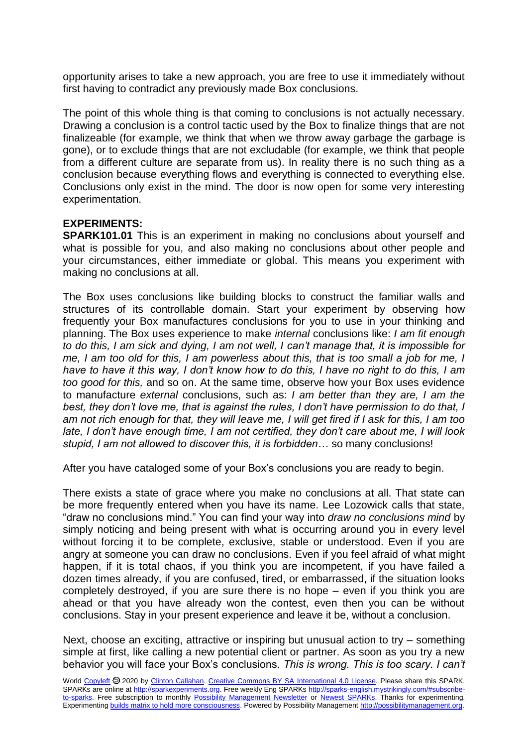opportunity arises to take a new approach, you are free to use it immediately without first having to contradict any previously made Box conclusions.

The point of this whole thing is that coming to conclusions is not actually necessary. Drawing a conclusion is a control tactic used by the Box to finalize things that are not finalizeable (for example, we think that when we throw away garbage the garbage is gone), or to exclude things that are not excludable (for example, we think that people from a different culture are separate from us). In reality there is no such thing as a conclusion because everything flows and everything is connected to everything else. Conclusions only exist in the mind. The door is now open for some very interesting experimentation.

**EXPERIMENTS:**

**SPARK101.01** This is an experiment in making no conclusions about yourself and what is possible for you, and also making no conclusions about other people and your circumstances, either immediate or global. This means you experiment with making no conclusions at all.

The Box uses conclusions like building blocks to construct the familiar walls and structures of its controllable domain. Start your experiment by observing how frequently your Box manufactures conclusions for you to use in your thinking and planning. The Box uses experience to make *internal* conclusions like: *I am fit enough to do this, I am sick and dying, I am not well, I can't manage that, it is impossible for me, I am too old for this, I am powerless about this, that is too small a job for me, I have to have it this way, I don't know how to do this, I have no right to do this, I am too good for this,* and so on. At the same time, observe how your Box uses evidence to manufacture *external* conclusions, such as: *I am better than they are, I am the best, they don't love me, that is against the rules, I don't have permission to do that, I am not rich enough for that, they will leave me, I will get fired if I ask for this, I am too late, I don't have enough time, I am not certified, they don't care about me, I will look stupid, I am not allowed to discover this, it is forbidden…* so many conclusions!

After you have cataloged some of your Box's conclusions you are ready to begin.

There exists a state of grace where you make no conclusions at all. That state can be more frequently entered when you have its name. Lee Lozowick calls that state, "draw no conclusions mind." You can find your way into *draw no conclusions mind* by simply noticing and being present with what is occurring around you in every level without forcing it to be complete, exclusive, stable or understood. Even if you are angry at someone you can draw no conclusions. Even if you feel afraid of what might happen, if it is total chaos, if you think you are incompetent, if you have failed a dozen times already, if you are confused, tired, or embarrassed, if the situation looks completely destroyed, if you are sure there is no hope – even if you think you are ahead or that you have already won the contest, even then you can be without conclusions. Stay in your present experience and leave it be, without a conclusion.

Next, choose an exciting, attractive or inspiring but unusual action to try – something simple at first, like calling a new potential client or partner. As soon as you try a new behavior you will face your Box's conclusions. *This is wrong. This is too scary. I can't*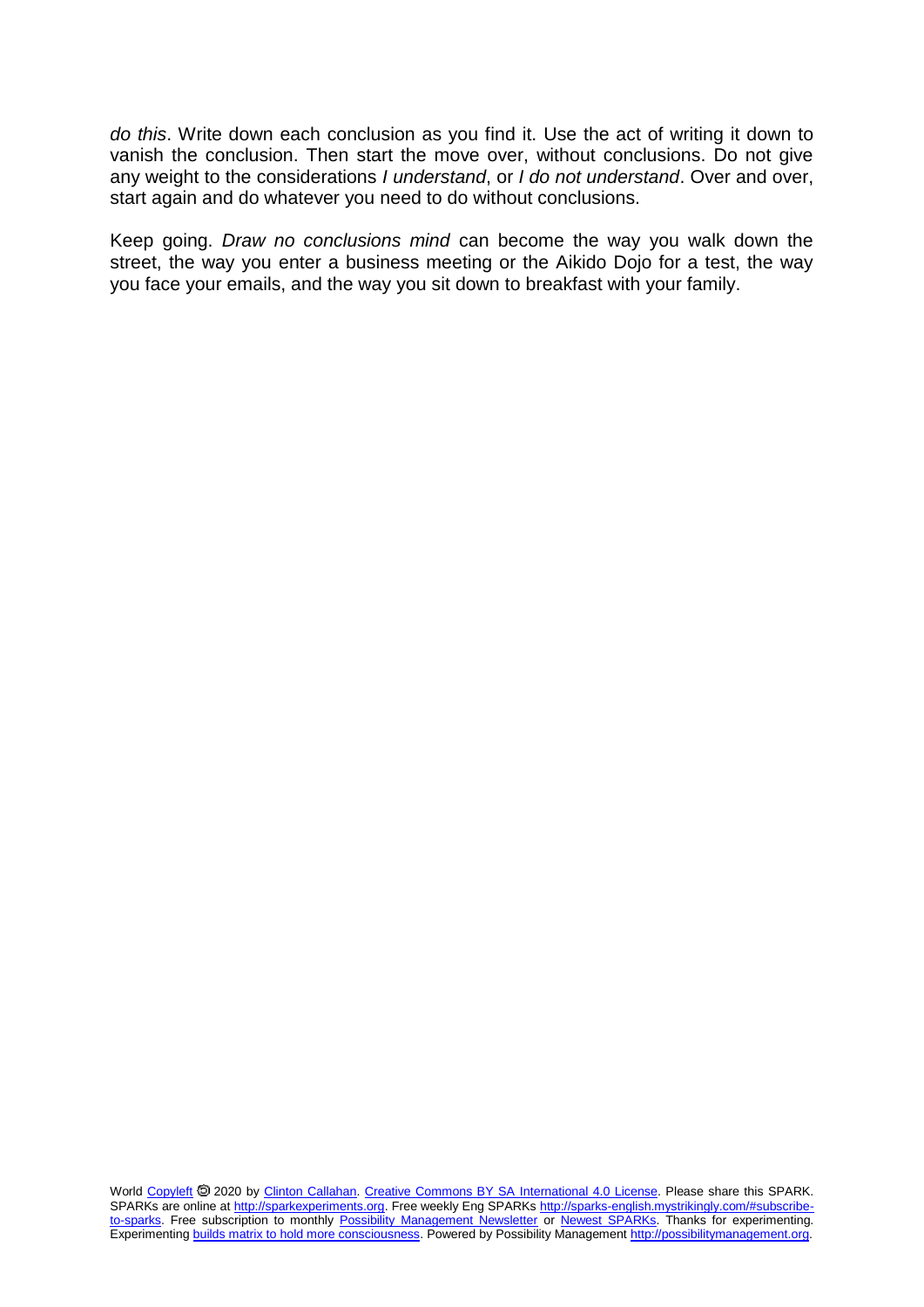*do this*. Write down each conclusion as you find it. Use the act of writing it down to vanish the conclusion. Then start the move over, without conclusions. Do not give any weight to the considerations *I understand*, or *I do not understand*. Over and over, start again and do whatever you need to do without conclusions.

Keep going. *Draw no conclusions mind* can become the way you walk down the street, the way you enter a business meeting or the Aikido Dojo for a test, the way you face your emails, and the way you sit down to breakfast with your family.

World Copyleft 🄯 2020 by Clinton Callahan. Creative Commons BY SA International 4.0 License. Please share this SPARK. SPARKs are online at http://sparkexperiments.org. Free weekly Eng SPARKs http://sparks-english.mystrikingly.com/#subscribe-to-sparks. Free subscription to monthly Possibility Management Newsletter or Newest SPARKs. Thanks for experimenting. Experimenting builds matrix to hold more consciousness. Powered by Possibility Management http://possibilitymanagement.org.